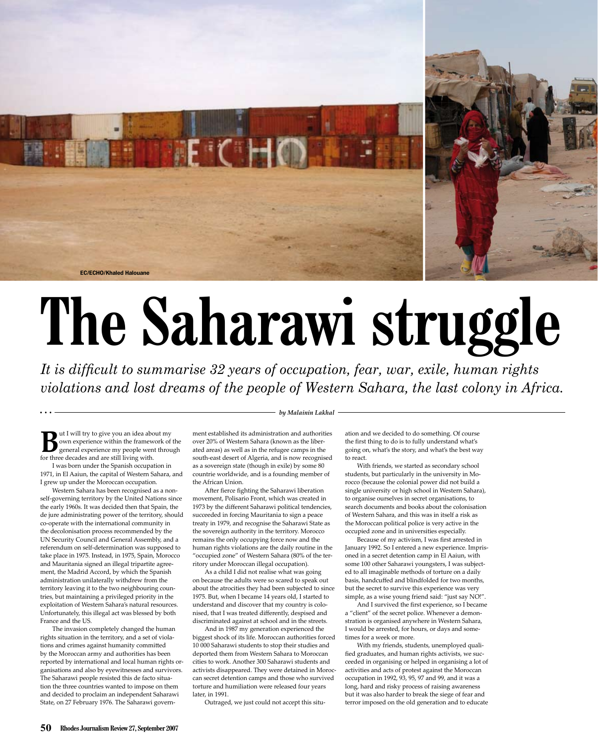EC/ECHO/Khaled Halouane

# The Saharawi struggle

*It is difficult to summarise 32 years of occupation, fear, war, exile, human rights violations and lost dreams of the people of Western Sahara, the last colony in Africa.*

*by Malainin Lakhal*

But I will try to give you an idea about my own experience within the framework of the general experience my people went through for three decades and are still living with.

I was born under the Spanish occupation in 1971, in El Aaiun, the capital of Western Sahara, and I grew up under the Moroccan occupation.

Western Sahara has been recognised as a non-self-governing territory by the United Nations since the early 1960s. It was decided then that Spain, the de jure administrating power of the territory, should co-operate with the international community in the decolonisation process recommended by the UN Security Council and General Assembly, and a referendum on self-determination was supposed to take place in 1975. Instead, in 1975, Spain, Morocco and Mauritania signed an illegal tripartite agreement, the Madrid Accord, by which the Spanish administration unilaterally withdrew from the territory leaving it to the two neighbouring countries, but maintaining a privileged priority in the exploitation of Western Sahara's natural resources. Unfortunately, this illegal act was blessed by both France and the US.

The invasion completely changed the human rights situation in the territory, and a set of violations and crimes against humanity committed by the Moroccan army and authorities has been reported by international and local human rights organisations and also by eyewitnesses and survivors. The Saharawi people resisted this de facto situation the three countries wanted to impose on them and decided to proclaim an independent Saharawi State, on 27 February 1976. The Saharawi government established its administration and authorities over 20% of Western Sahara (known as the liberated areas) as well as in the refugee camps in the south-east desert of Algeria, and is now recognised as a sovereign state (though in exile) by some 80 countrie worldwide, and is a founding member of the African Union.

After fierce fighting the Saharawi liberation movement, Polisario Front, which was created in 1973 by the different Saharawi political tendencies, succeeded in forcing Mauritania to sign a peace treaty in 1979, and recognise the Saharawi State as the sovereign authority in the territory. Morocco remains the only occupying force now and the human rights violations are the daily routine in the "occupied zone" of Western Sahara (80% of the territory under Moroccan illegal occupation).

As a child I did not realise what was going on because the adults were so scared to speak out about the atrocities they had been subjected to since 1975. But, when I became 14 years old, I started to understand and discover that my country is colonised, that I was treated differently, despised and discriminated against at school and in the streets.

And in 1987 my generation experienced the biggest shock of its life. Moroccan authorities forced 10 000 Saharawi students to stop their studies and deported them from Western Sahara to Moroccan cities to work. Another 300 Saharawi students and activists disappeared. They were detained in Moroccan secret detention camps and those who survived torture and humiliation were released four years later, in 1991.

Outraged, we just could not accept this situation and we decided to do something. Of course the first thing to do is to fully understand what's going on, what's the story, and what's the best way to react.

With friends, we started as secondary school students, but particularly in the university in Morocco (because the colonial power did not build a single university or high school in Western Sahara), to organise ourselves in secret organisations, to search documents and books about the colonisation of Western Sahara, and this was in itself a risk as the Moroccan political police is very active in the occupied zone and in universities especially.

Because of my activism, I was first arrested in January 1992. So I entered a new experience. Imprisoned in a secret detention camp in El Aaiun, with some 100 other Saharawi youngsters, I was subjected to all imaginable methods of torture on a daily basis, handcuffed and blindfolded for two months, but the secret to survive this experience was very simple, as a wise young friend said: "just say NO!".

And I survived the first experience, so I became a "client" of the secret police. Whenever a demonstration is organised anywhere in Western Sahara, I would be arrested, for hours, or days and sometimes for a week or more.

With my friends, students, unemployed qualified graduates, and human rights activists, we succeeded in organising or helped in organising a lot of activities and acts of protest against the Moroccan occupation in 1992, 93, 95, 97 and 99, and it was a long, hard and risky process of raising awareness but it was also harder to break the siege of fear and terror imposed on the old generation and to educate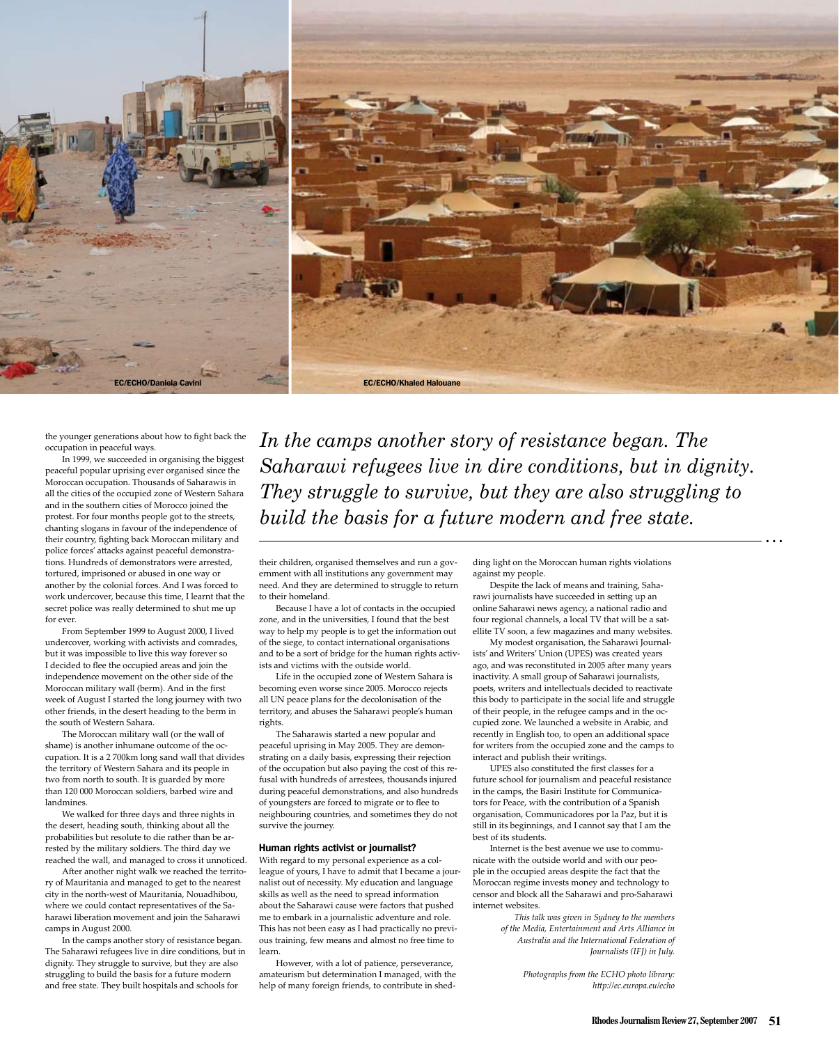EC/ECHO/Daniela Cavini

EC/ECHO/Khaled Halouane

the younger generations about how to fight back the occupation in peaceful ways.

In 1999, we succeeded in organising the biggest peaceful popular uprising ever organised since the Moroccan occupation. Thousands of Saharawis in all the cities of the occupied zone of Western Sahara and in the southern cities of Morocco joined the protest. For four months people got to the streets, chanting slogans in favour of the independence of their country, fighting back Moroccan military and police forces' attacks against peaceful demonstrations. Hundreds of demonstrators were arrested, tortured, imprisoned or abused in one way or another by the colonial forces. And I was forced to work undercover, because this time, I learnt that the secret police was really determined to shut me up for ever.

From September 1999 to August 2000, I lived undercover, working with activists and comrades, but it was impossible to live this way forever so I decided to flee the occupied areas and join the independence movement on the other side of the Moroccan military wall (berm). And in the first week of August I started the long journey with two other friends, in the desert heading to the berm in the south of Western Sahara.

The Moroccan military wall (or the wall of shame) is another inhumane outcome of the occupation. It is a 2 700km long sand wall that divides the territory of Western Sahara and its people in two from north to south. It is guarded by more than 120 000 Moroccan soldiers, barbed wire and landmines.

We walked for three days and three nights in the desert, heading south, thinking about all the probabilities but resolute to die rather than be arrested by the military soldiers. The third day we reached the wall, and managed to cross it unnoticed.

After another night walk we reached the territory of Mauritania and managed to get to the nearest city in the north-west of Mauritania, Nouadhibou, where we could contact representatives of the Saharawi liberation movement and join the Saharawi camps in August 2000.

In the camps another story of resistance began. The Saharawi refugees live in dire conditions, but in dignity. They struggle to survive, but they are also struggling to build the basis for a future modern and free state. They built hospitals and schools for their children, organised themselves and run a government with all institutions any government may need. And they are determined to struggle to return to their homeland.

*In the camps another story of resistance began. The Saharawi refugees live in dire conditions, but in dignity. They struggle to survive, but they are also struggling to build the basis for a future modern and free state.*

Because I have a lot of contacts in the occupied zone, and in the universities, I found that the best way to help my people is to get the information out of the siege, to contact international organisations and to be a sort of bridge for the human rights activists and victims with the outside world.

Life in the occupied zone of Western Sahara is becoming even worse since 2005. Morocco rejects all UN peace plans for the decolonisation of the territory, and abuses the Saharawi people's human rights.

The Saharawis started a new popular and peaceful uprising in May 2005. They are demonstrating on a daily basis, expressing their rejection of the occupation but also paying the cost of this refusal with hundreds of arrestees, thousands injured during peaceful demonstrations, and also hundreds of youngsters are forced to migrate or flee to neighbouring countries, and sometimes they do not survive the journey.

### Human rights activist or journalist?

With regard to my personal experience as a colleague of yours, I have to admit that I became a journalist out of necessity. My education and language skills as well as the need to spread information about the Saharawi cause were factors that pushed me to embark in a journalistic adventure and role. This has not been easy as I had practically no previous training, few means and almost no free time to learn.

However, with a lot of patience, perseverance, amateurism but determination I managed, with the help of many foreign friends, to contribute in shedding light on the Moroccan human rights violations against my people.

Despite the lack of means and training, Saharawi journalists have succeeded in setting up an online Saharawi news agency, a national radio and four regional channels, a local TV that will be a satellite TV soon, a few magazines and many websites.

My modest organisation, the Saharawi Journalists' and Writers' Union (UPES) was created years ago, and was reconstituted in 2005 after many years inactivity. A small group of Saharawi journalists, poets, writers and intellectuals decided to reactivate this body to participate in the social life and struggle of their people, in the refugee camps and in the occupied zone. We launched a website in Arabic, and recently in English too, to open an additional space for writers from the occupied zone and the camps to interact and publish their writings.

UPES also constituted the first classes for a future school for journalism and peaceful resistance in the camps, the Basiri Institute for Communicators for Peace, with the contribution of a Spanish organisation, Communicadores por la Paz, but it is still in its beginnings, and I cannot say that I am the best of its students.

Internet is the best avenue we use to communicate with the outside world and with our people in the occupied areas despite the fact that the Moroccan regime invests money and technology to censor and block all the Saharawi and pro-Saharawi internet websites.

*This talk was given in Sydney to the members of the Media, Entertainment and Arts Alliance in Australia and the International Federation of Journalists (IFJ) in July.*

*Photographs from the ECHO photo library: http://ec.europa.eu/echo*